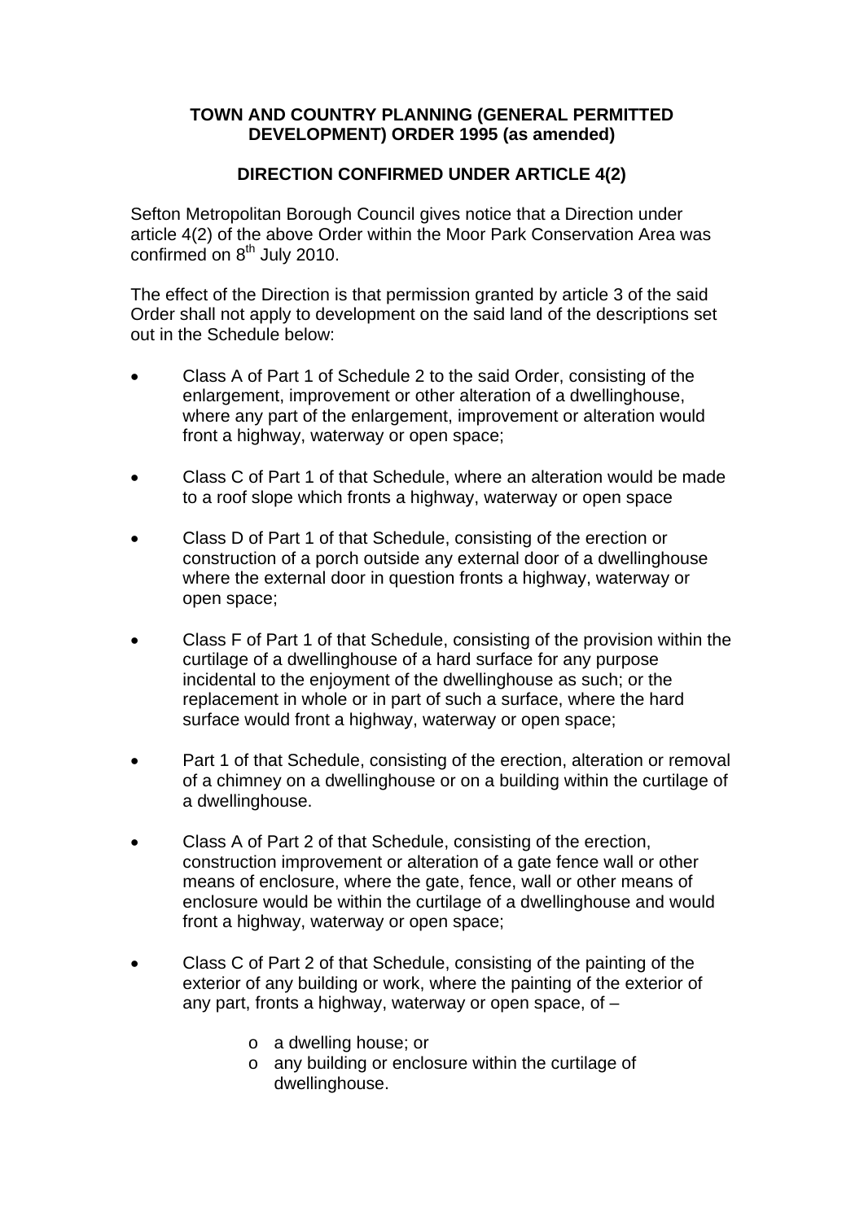**TOWN AND COUNTRY PLANNING (GENERAL PERMITTED DEVELOPMENT) ORDER 1995 (as amended)**

**DIRECTION CONFIRMED UNDER ARTICLE 4(2)**

Sefton Metropolitan Borough Council gives notice that a Direction under article 4(2) of the above Order within the Moor Park Conservation Area was confirmed on 8th July 2010.

The effect of the Direction is that permission granted by article 3 of the said Order shall not apply to development on the said land of the descriptions set out in the Schedule below:

- Class A of Part 1 of Schedule 2 to the said Order, consisting of the enlargement, improvement or other alteration of a dwellinghouse, where any part of the enlargement, improvement or alteration would front a highway, waterway or open space;
- Class C of Part 1 of that Schedule, where an alteration would be made to a roof slope which fronts a highway, waterway or open space
- Class D of Part 1 of that Schedule, consisting of the erection or construction of a porch outside any external door of a dwellinghouse where the external door in question fronts a highway, waterway or open space;
- Class F of Part 1 of that Schedule, consisting of the provision within the curtilage of a dwellinghouse of a hard surface for any purpose incidental to the enjoyment of the dwellinghouse as such; or the replacement in whole or in part of such a surface, where the hard surface would front a highway, waterway or open space;
- Part 1 of that Schedule, consisting of the erection, alteration or removal of a chimney on a dwellinghouse or on a building within the curtilage of a dwellinghouse.
- Class A of Part 2 of that Schedule, consisting of the erection, construction improvement or alteration of a gate fence wall or other means of enclosure, where the gate, fence, wall or other means of enclosure would be within the curtilage of a dwellinghouse and would front a highway, waterway or open space;
- Class C of Part 2 of that Schedule, consisting of the painting of the exterior of any building or work, where the painting of the exterior of any part, fronts a highway, waterway or open space, of –
  - a dwelling house; or
  - any building or enclosure within the curtilage of dwellinghouse.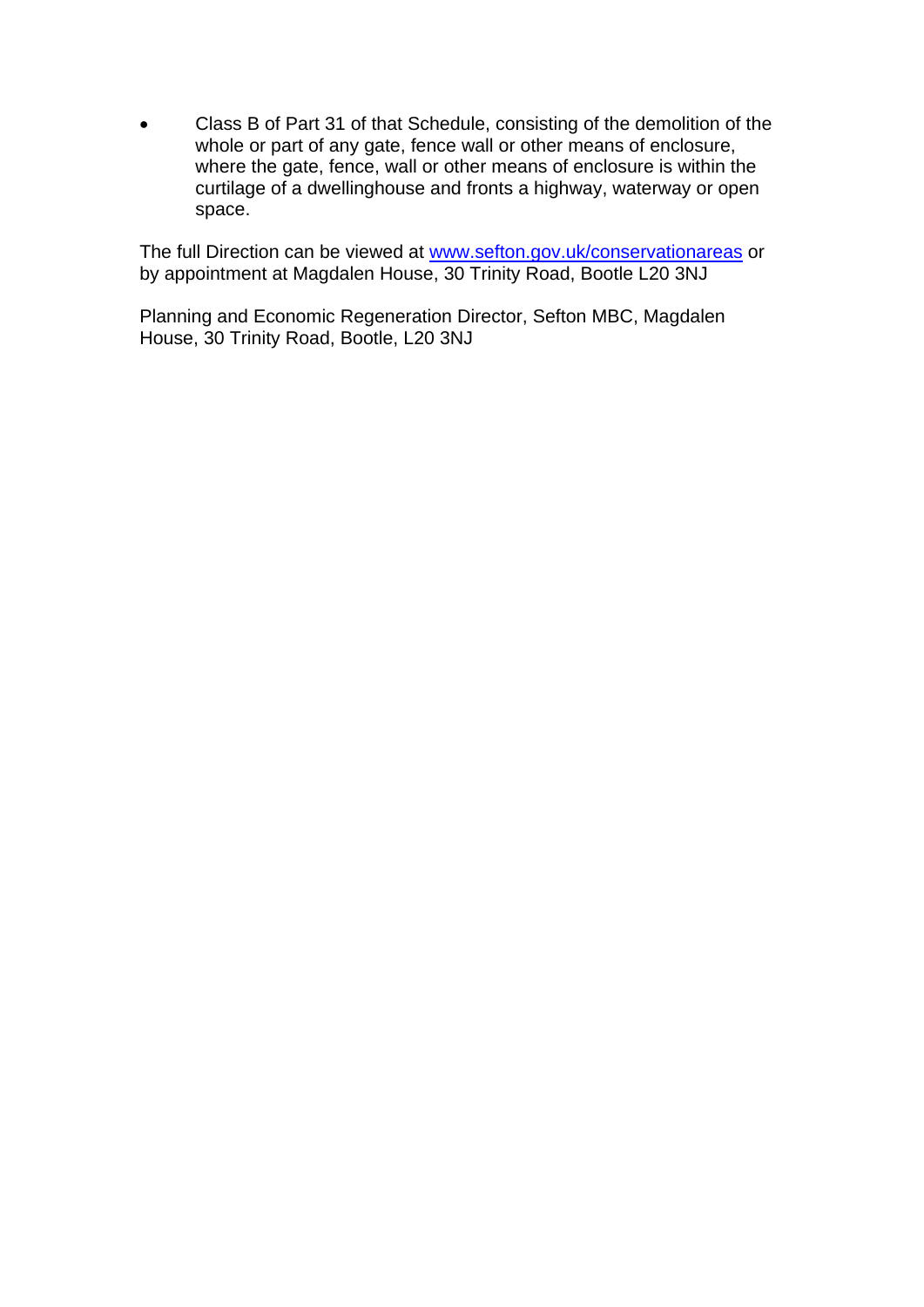- Class B of Part 31 of that Schedule, consisting of the demolition of the whole or part of any gate, fence wall or other means of enclosure, where the gate, fence, wall or other means of enclosure is within the curtilage of a dwellinghouse and fronts a highway, waterway or open space.

The full Direction can be viewed at [www.sefton.gov.uk/conservationareas](http://www.sefton.gov.uk/conservationareas) or by appointment at Magdalen House, 30 Trinity Road, Bootle L20 3NJ

Planning and Economic Regeneration Director, Sefton MBC, Magdalen House, 30 Trinity Road, Bootle, L20 3NJ